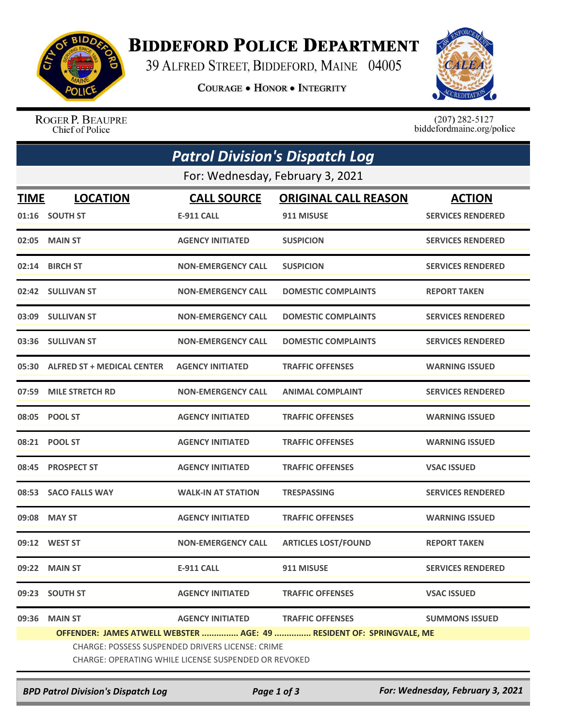# Biddeford Police Department

39 Alfred Street, Biddeford, Maine 04005

Courage • Honor • Integrity

Roger P. Beaupre
Chief of Police

(207) 282-5127
biddefordmaine.org/police

## Patrol Division's Dispatch Log

For: Wednesday, February 3, 2021

| TIME | LOCATION | CALL SOURCE | ORIGINAL CALL REASON | ACTION |
|---|---|---|---|---|
| 01:16 | SOUTH ST | E-911 CALL | 911 MISUSE | SERVICES RENDERED |
| 02:05 | MAIN ST | AGENCY INITIATED | SUSPICION | SERVICES RENDERED |
| 02:14 | BIRCH ST | NON-EMERGENCY CALL | SUSPICION | SERVICES RENDERED |
| 02:42 | SULLIVAN ST | NON-EMERGENCY CALL | DOMESTIC COMPLAINTS | REPORT TAKEN |
| 03:09 | SULLIVAN ST | NON-EMERGENCY CALL | DOMESTIC COMPLAINTS | SERVICES RENDERED |
| 03:36 | SULLIVAN ST | NON-EMERGENCY CALL | DOMESTIC COMPLAINTS | SERVICES RENDERED |
| 05:30 | ALFRED ST + MEDICAL CENTER | AGENCY INITIATED | TRAFFIC OFFENSES | WARNING ISSUED |
| 07:59 | MILE STRETCH RD | NON-EMERGENCY CALL | ANIMAL COMPLAINT | SERVICES RENDERED |
| 08:05 | POOL ST | AGENCY INITIATED | TRAFFIC OFFENSES | WARNING ISSUED |
| 08:21 | POOL ST | AGENCY INITIATED | TRAFFIC OFFENSES | WARNING ISSUED |
| 08:45 | PROSPECT ST | AGENCY INITIATED | TRAFFIC OFFENSES | VSAC ISSUED |
| 08:53 | SACO FALLS WAY | WALK-IN AT STATION | TRESPASSING | SERVICES RENDERED |
| 09:08 | MAY ST | AGENCY INITIATED | TRAFFIC OFFENSES | WARNING ISSUED |
| 09:12 | WEST ST | NON-EMERGENCY CALL | ARTICLES LOST/FOUND | REPORT TAKEN |
| 09:22 | MAIN ST | E-911 CALL | 911 MISUSE | SERVICES RENDERED |
| 09:23 | SOUTH ST | AGENCY INITIATED | TRAFFIC OFFENSES | VSAC ISSUED |
| 09:36 | MAIN ST | AGENCY INITIATED | TRAFFIC OFFENSES | SUMMONS ISSUED |

**OFFENDER: JAMES ATWELL WEBSTER ............... AGE: 49 ............... RESIDENT OF: SPRINGVALE, ME**

CHARGE: POSSESS SUSPENDED DRIVERS LICENSE: CRIME

CHARGE: OPERATING WHILE LICENSE SUSPENDED OR REVOKED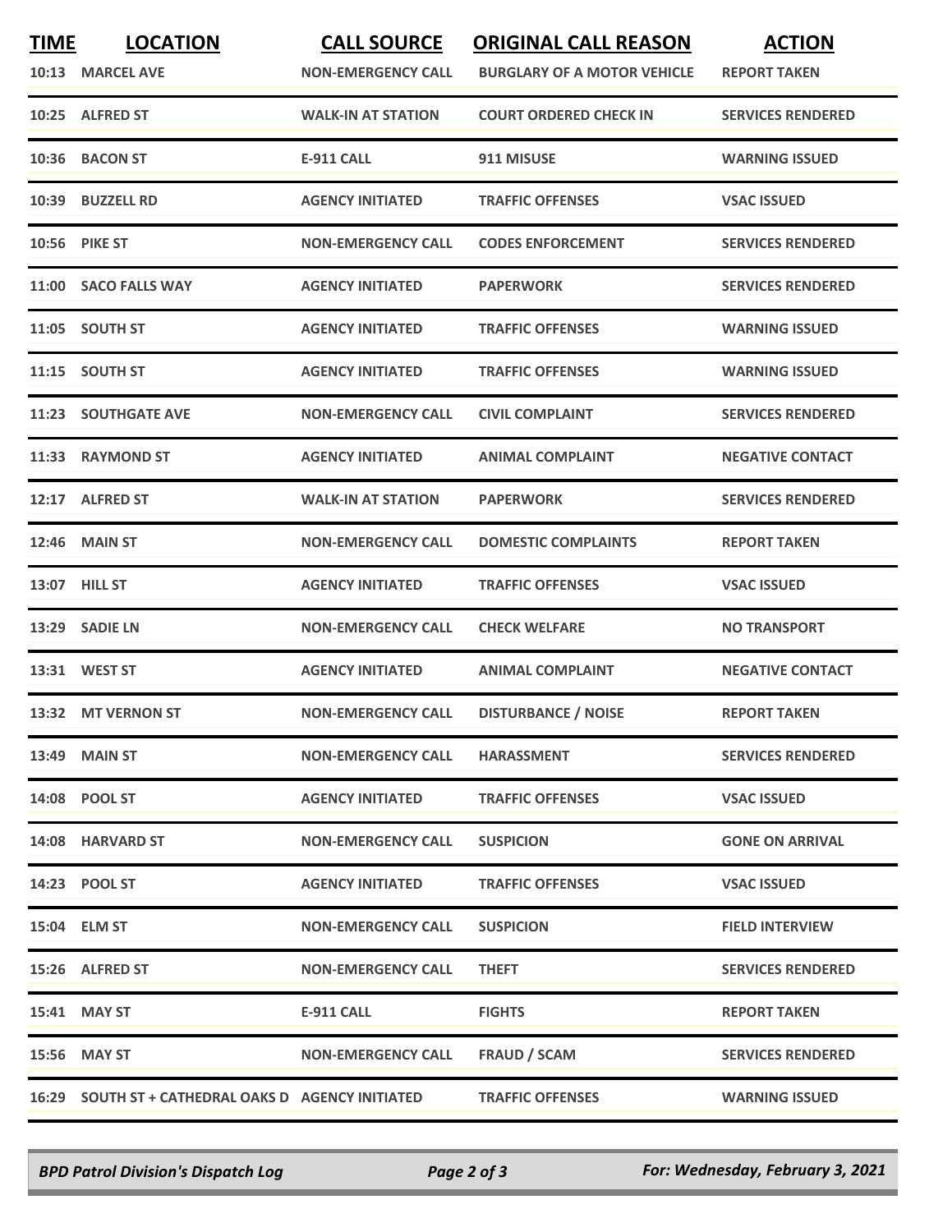| TIME | LOCATION | CALL SOURCE | ORIGINAL CALL REASON | ACTION |
|---|---|---|---|---|
| 10:13 | MARCEL AVE | NON-EMERGENCY CALL | BURGLARY OF A MOTOR VEHICLE | REPORT TAKEN |
| 10:25 | ALFRED ST | WALK-IN AT STATION | COURT ORDERED CHECK IN | SERVICES RENDERED |
| 10:36 | BACON ST | E-911 CALL | 911 MISUSE | WARNING ISSUED |
| 10:39 | BUZZELL RD | AGENCY INITIATED | TRAFFIC OFFENSES | VSAC ISSUED |
| 10:56 | PIKE ST | NON-EMERGENCY CALL | CODES ENFORCEMENT | SERVICES RENDERED |
| 11:00 | SACO FALLS WAY | AGENCY INITIATED | PAPERWORK | SERVICES RENDERED |
| 11:05 | SOUTH ST | AGENCY INITIATED | TRAFFIC OFFENSES | WARNING ISSUED |
| 11:15 | SOUTH ST | AGENCY INITIATED | TRAFFIC OFFENSES | WARNING ISSUED |
| 11:23 | SOUTHGATE AVE | NON-EMERGENCY CALL | CIVIL COMPLAINT | SERVICES RENDERED |
| 11:33 | RAYMOND ST | AGENCY INITIATED | ANIMAL COMPLAINT | NEGATIVE CONTACT |
| 12:17 | ALFRED ST | WALK-IN AT STATION | PAPERWORK | SERVICES RENDERED |
| 12:46 | MAIN ST | NON-EMERGENCY CALL | DOMESTIC COMPLAINTS | REPORT TAKEN |
| 13:07 | HILL ST | AGENCY INITIATED | TRAFFIC OFFENSES | VSAC ISSUED |
| 13:29 | SADIE LN | NON-EMERGENCY CALL | CHECK WELFARE | NO TRANSPORT |
| 13:31 | WEST ST | AGENCY INITIATED | ANIMAL COMPLAINT | NEGATIVE CONTACT |
| 13:32 | MT VERNON ST | NON-EMERGENCY CALL | DISTURBANCE / NOISE | REPORT TAKEN |
| 13:49 | MAIN ST | NON-EMERGENCY CALL | HARASSMENT | SERVICES RENDERED |
| 14:08 | POOL ST | AGENCY INITIATED | TRAFFIC OFFENSES | VSAC ISSUED |
| 14:08 | HARVARD ST | NON-EMERGENCY CALL | SUSPICION | GONE ON ARRIVAL |
| 14:23 | POOL ST | AGENCY INITIATED | TRAFFIC OFFENSES | VSAC ISSUED |
| 15:04 | ELM ST | NON-EMERGENCY CALL | SUSPICION | FIELD INTERVIEW |
| 15:26 | ALFRED ST | NON-EMERGENCY CALL | THEFT | SERVICES RENDERED |
| 15:41 | MAY ST | E-911 CALL | FIGHTS | REPORT TAKEN |
| 15:56 | MAY ST | NON-EMERGENCY CALL | FRAUD / SCAM | SERVICES RENDERED |
| 16:29 | SOUTH ST + CATHEDRAL OAKS D | AGENCY INITIATED | TRAFFIC OFFENSES | WARNING ISSUED |

*BPD Patrol Division's Dispatch Log* — *For: Wednesday, February 3, 2021*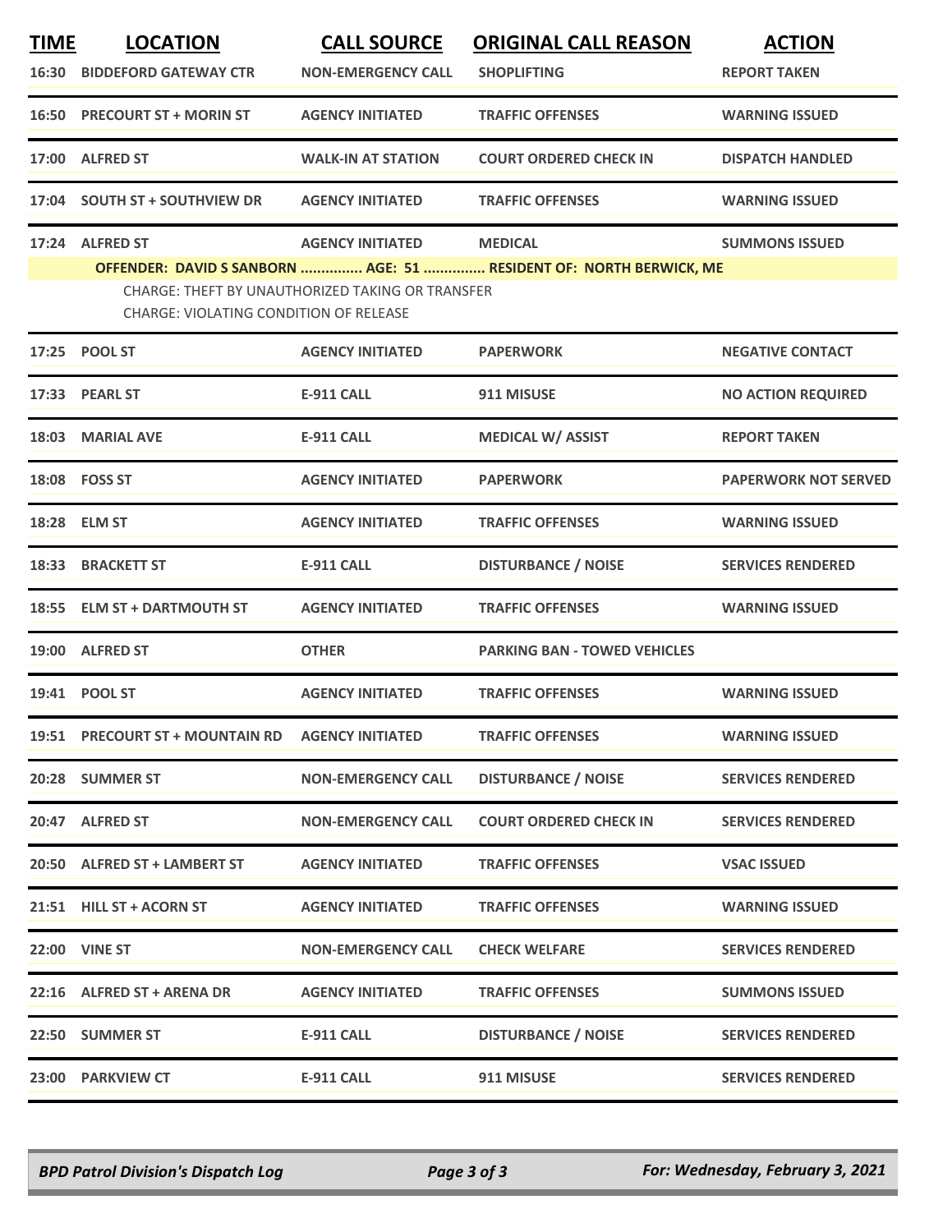| TIME | LOCATION | CALL SOURCE | ORIGINAL CALL REASON | ACTION |
|---|---|---|---|---|
| 16:30 | BIDDEFORD GATEWAY CTR | NON-EMERGENCY CALL | SHOPLIFTING | REPORT TAKEN |
| 16:50 | PRECOURT ST + MORIN ST | AGENCY INITIATED | TRAFFIC OFFENSES | WARNING ISSUED |
| 17:00 | ALFRED ST | WALK-IN AT STATION | COURT ORDERED CHECK IN | DISPATCH HANDLED |
| 17:04 | SOUTH ST + SOUTHVIEW DR | AGENCY INITIATED | TRAFFIC OFFENSES | WARNING ISSUED |
| 17:24 | ALFRED ST | AGENCY INITIATED | MEDICAL | SUMMONS ISSUED |
| | OFFENDER: DAVID S SANBORN ............... AGE: 51 ............... RESIDENT OF: NORTH BERWICK, ME<br>CHARGE: THEFT BY UNAUTHORIZED TAKING OR TRANSFER<br>CHARGE: VIOLATING CONDITION OF RELEASE | | | |
| 17:25 | POOL ST | AGENCY INITIATED | PAPERWORK | NEGATIVE CONTACT |
| 17:33 | PEARL ST | E-911 CALL | 911 MISUSE | NO ACTION REQUIRED |
| 18:03 | MARIAL AVE | E-911 CALL | MEDICAL W/ ASSIST | REPORT TAKEN |
| 18:08 | FOSS ST | AGENCY INITIATED | PAPERWORK | PAPERWORK NOT SERVED |
| 18:28 | ELM ST | AGENCY INITIATED | TRAFFIC OFFENSES | WARNING ISSUED |
| 18:33 | BRACKETT ST | E-911 CALL | DISTURBANCE / NOISE | SERVICES RENDERED |
| 18:55 | ELM ST + DARTMOUTH ST | AGENCY INITIATED | TRAFFIC OFFENSES | WARNING ISSUED |
| 19:00 | ALFRED ST | OTHER | PARKING BAN - TOWED VEHICLES | |
| 19:41 | POOL ST | AGENCY INITIATED | TRAFFIC OFFENSES | WARNING ISSUED |
| 19:51 | PRECOURT ST + MOUNTAIN RD | AGENCY INITIATED | TRAFFIC OFFENSES | WARNING ISSUED |
| 20:28 | SUMMER ST | NON-EMERGENCY CALL | DISTURBANCE / NOISE | SERVICES RENDERED |
| 20:47 | ALFRED ST | NON-EMERGENCY CALL | COURT ORDERED CHECK IN | SERVICES RENDERED |
| 20:50 | ALFRED ST + LAMBERT ST | AGENCY INITIATED | TRAFFIC OFFENSES | VSAC ISSUED |
| 21:51 | HILL ST + ACORN ST | AGENCY INITIATED | TRAFFIC OFFENSES | WARNING ISSUED |
| 22:00 | VINE ST | NON-EMERGENCY CALL | CHECK WELFARE | SERVICES RENDERED |
| 22:16 | ALFRED ST + ARENA DR | AGENCY INITIATED | TRAFFIC OFFENSES | SUMMONS ISSUED |
| 22:50 | SUMMER ST | E-911 CALL | DISTURBANCE / NOISE | SERVICES RENDERED |
| 23:00 | PARKVIEW CT | E-911 CALL | 911 MISUSE | SERVICES RENDERED |